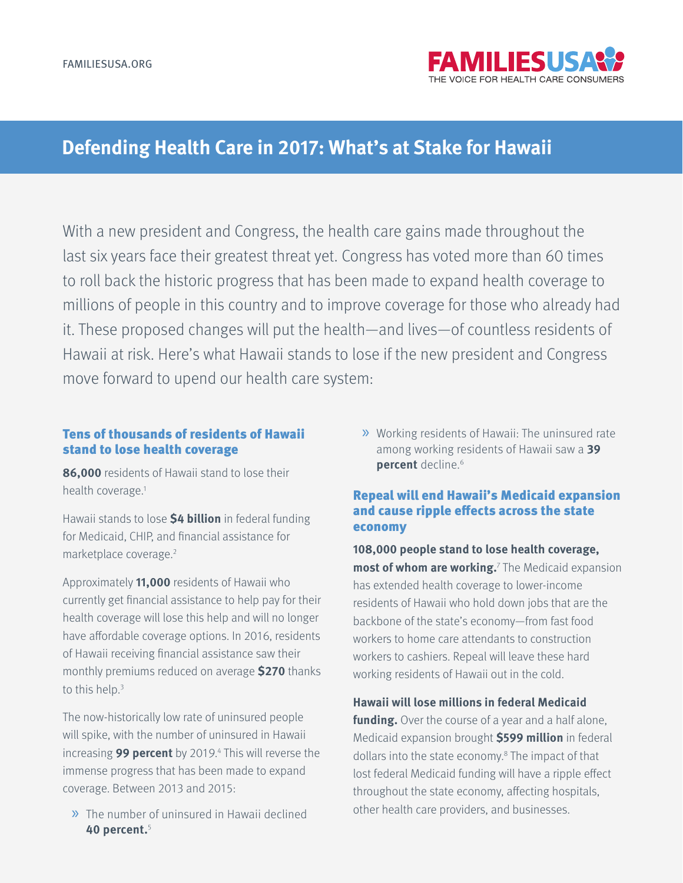# Defending Health Care in 2017: What's at Stake for Hawaii

With a new president and Congress, the health care gains made throughout the last six years face their greatest threat yet. Congress has voted more than 60 times to roll back the historic progress that has been made to expand health coverage to millions of people in this country and to improve coverage for those who already had it. These proposed changes will put the health—and lives—of countless residents of Hawaii at risk. Here's what Hawaii stands to lose if the new president and Congress move forward to upend our health care system:

## Tens of thousands of residents of Hawaii stand to lose health coverage

**86,000** residents of Hawaii stand to lose their health coverage.[1]

Hawaii stands to lose **$4 billion** in federal funding for Medicaid, CHIP, and financial assistance for marketplace coverage.[2]

Approximately **11,000** residents of Hawaii who currently get financial assistance to help pay for their health coverage will lose this help and will no longer have affordable coverage options. In 2016, residents of Hawaii receiving financial assistance saw their monthly premiums reduced on average **$270** thanks to this help.[3]

The now-historically low rate of uninsured people will spike, with the number of uninsured in Hawaii increasing **99 percent** by 2019.[4] This will reverse the immense progress that has been made to expand coverage. Between 2013 and 2015:

- The number of uninsured in Hawaii declined **40 percent.**[5]
- Working residents of Hawaii: The uninsured rate among working residents of Hawaii saw a **39 percent** decline.[6]

## Repeal will end Hawaii's Medicaid expansion and cause ripple effects across the state economy

**108,000 people stand to lose health coverage, most of whom are working.**[7] The Medicaid expansion has extended health coverage to lower-income residents of Hawaii who hold down jobs that are the backbone of the state's economy—from fast food workers to home care attendants to construction workers to cashiers. Repeal will leave these hard working residents of Hawaii out in the cold.

**Hawaii will lose millions in federal Medicaid funding.** Over the course of a year and a half alone, Medicaid expansion brought **$599 million** in federal dollars into the state economy.[8] The impact of that lost federal Medicaid funding will have a ripple effect throughout the state economy, affecting hospitals, other health care providers, and businesses.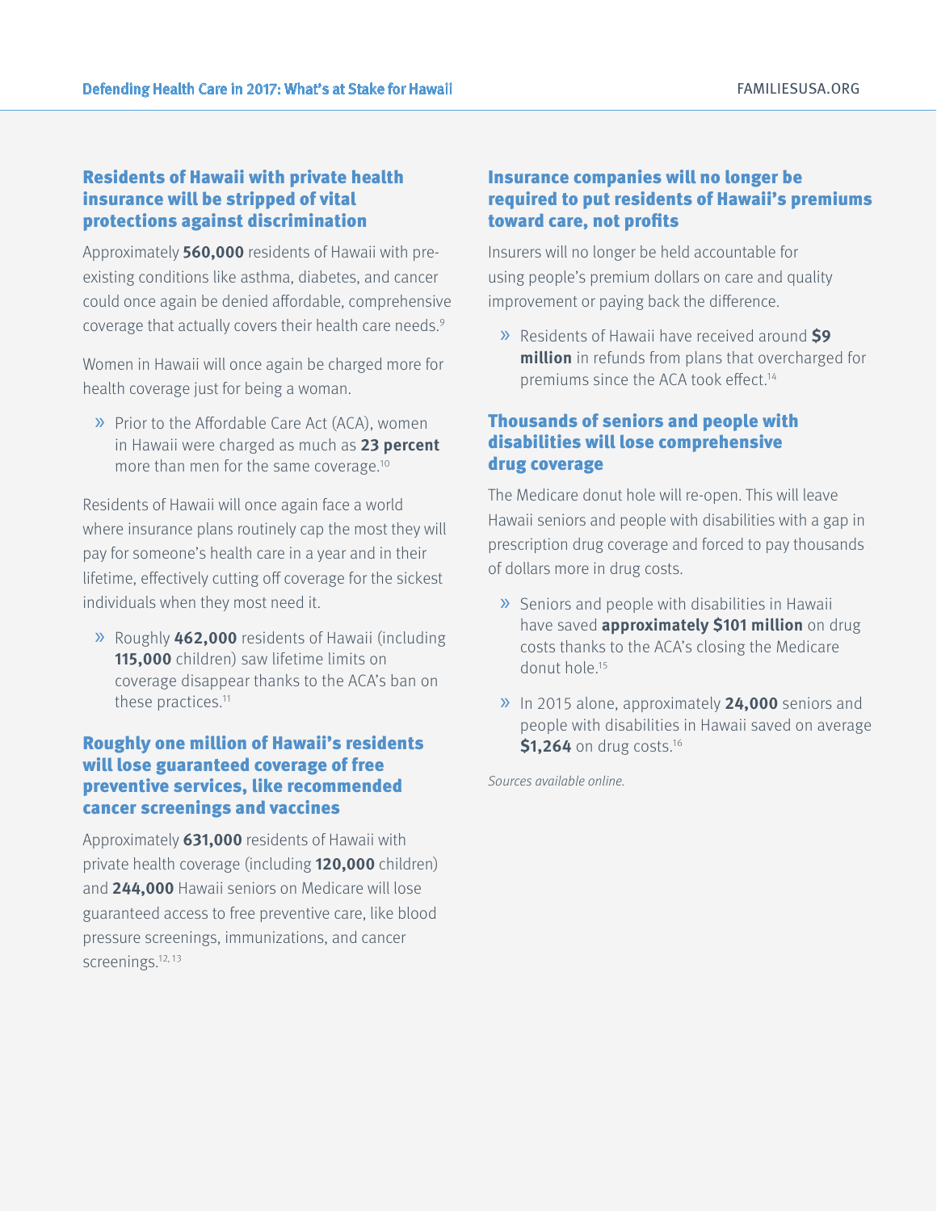## Residents of Hawaii with private health insurance will be stripped of vital protections against discrimination

Approximately **560,000** residents of Hawaii with pre-existing conditions like asthma, diabetes, and cancer could once again be denied affordable, comprehensive coverage that actually covers their health care needs.[9]

Women in Hawaii will once again be charged more for health coverage just for being a woman.

- Prior to the Affordable Care Act (ACA), women in Hawaii were charged as much as **23 percent** more than men for the same coverage.[10]

Residents of Hawaii will once again face a world where insurance plans routinely cap the most they will pay for someone's health care in a year and in their lifetime, effectively cutting off coverage for the sickest individuals when they most need it.

- Roughly **462,000** residents of Hawaii (including **115,000** children) saw lifetime limits on coverage disappear thanks to the ACA's ban on these practices.[11]

## Roughly one million of Hawaii's residents will lose guaranteed coverage of free preventive services, like recommended cancer screenings and vaccines

Approximately **631,000** residents of Hawaii with private health coverage (including **120,000** children) and **244,000** Hawaii seniors on Medicare will lose guaranteed access to free preventive care, like blood pressure screenings, immunizations, and cancer screenings.[12, 13]

## Insurance companies will no longer be required to put residents of Hawaii's premiums toward care, not profits

Insurers will no longer be held accountable for using people's premium dollars on care and quality improvement or paying back the difference.

- Residents of Hawaii have received around **$9 million** in refunds from plans that overcharged for premiums since the ACA took effect.[14]

## Thousands of seniors and people with disabilities will lose comprehensive drug coverage

The Medicare donut hole will re-open. This will leave Hawaii seniors and people with disabilities with a gap in prescription drug coverage and forced to pay thousands of dollars more in drug costs.

- Seniors and people with disabilities in Hawaii have saved **approximately $101 million** on drug costs thanks to the ACA's closing the Medicare donut hole.[15]
- In 2015 alone, approximately **24,000** seniors and people with disabilities in Hawaii saved on average **$1,264** on drug costs.[16]

*Sources available online.*